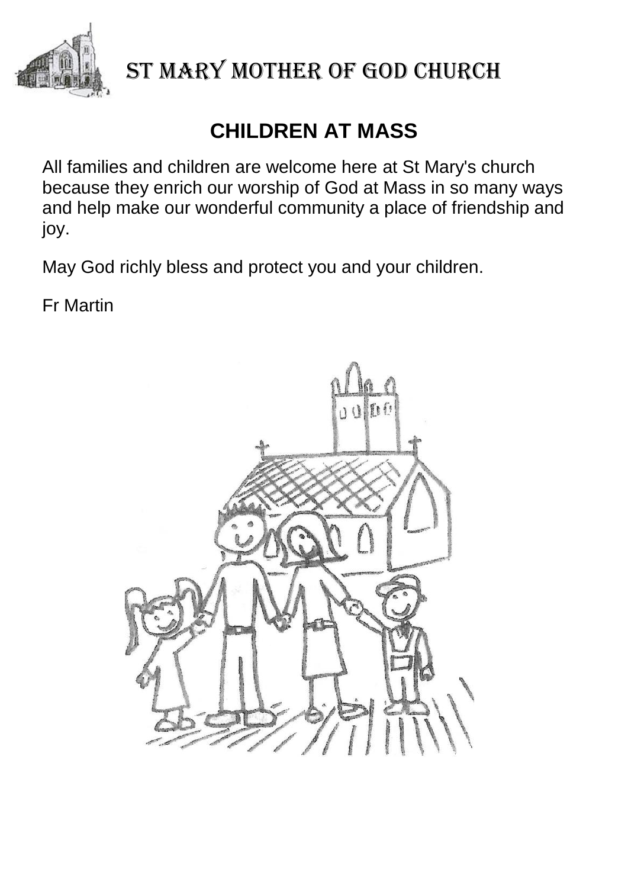# ST MARY MOTHER OF GOD CHURCH

## CHILDREN AT MASS

All families and children are welcome here at St Mary's church because they enrich our worship of God at Mass in so many ways and help make our wonderful community a place of friendship and joy.

May God richly bless and protect you and your children.

Fr Martin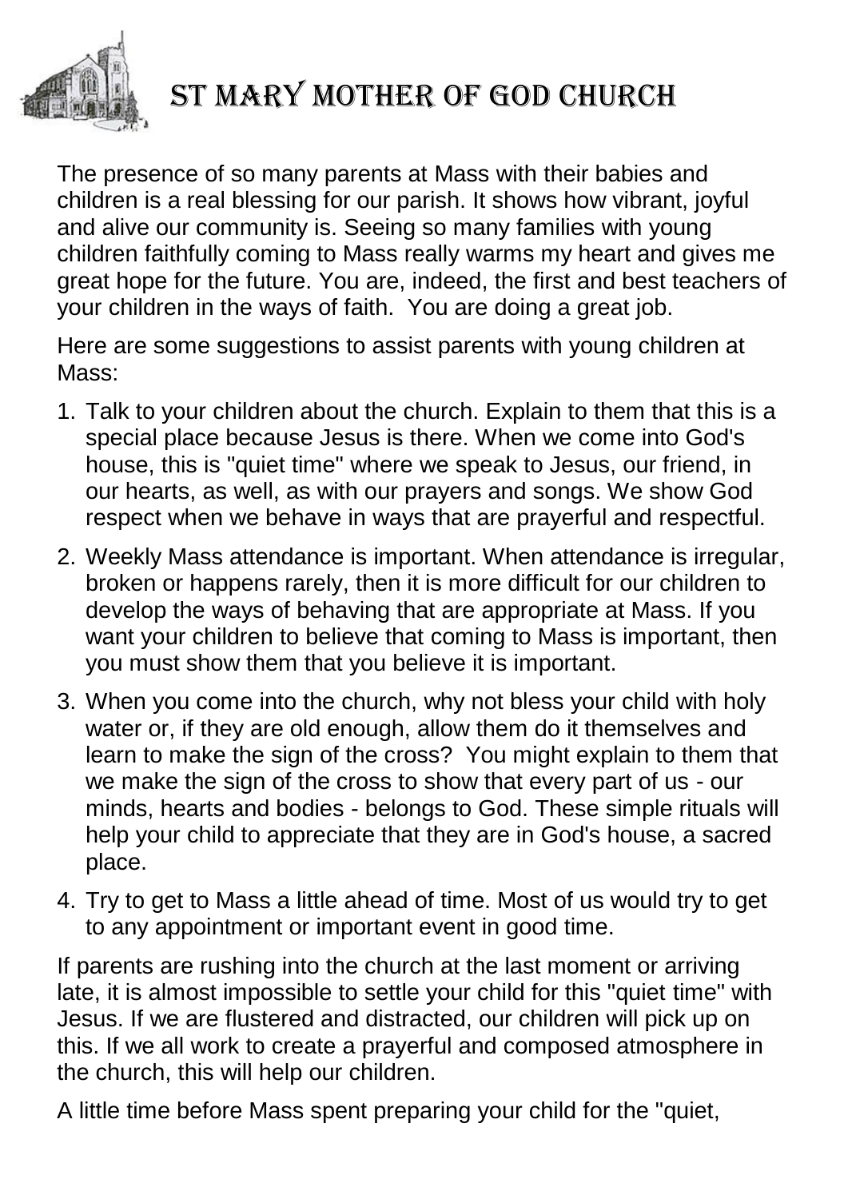# ST MARY MOTHER OF GOD CHURCH

The presence of so many parents at Mass with their babies and children is a real blessing for our parish. It shows how vibrant, joyful and alive our community is. Seeing so many families with young children faithfully coming to Mass really warms my heart and gives me great hope for the future. You are, indeed, the first and best teachers of your children in the ways of faith. You are doing a great job.

Here are some suggestions to assist parents with young children at Mass:

1. Talk to your children about the church. Explain to them that this is a special place because Jesus is there. When we come into God's house, this is "quiet time" where we speak to Jesus, our friend, in our hearts, as well, as with our prayers and songs. We show God respect when we behave in ways that are prayerful and respectful.
2. Weekly Mass attendance is important. When attendance is irregular, broken or happens rarely, then it is more difficult for our children to develop the ways of behaving that are appropriate at Mass. If you want your children to believe that coming to Mass is important, then you must show them that you believe it is important.
3. When you come into the church, why not bless your child with holy water or, if they are old enough, allow them do it themselves and learn to make the sign of the cross? You might explain to them that we make the sign of the cross to show that every part of us - our minds, hearts and bodies - belongs to God. These simple rituals will help your child to appreciate that they are in God's house, a sacred place.
4. Try to get to Mass a little ahead of time. Most of us would try to get to any appointment or important event in good time.

If parents are rushing into the church at the last moment or arriving late, it is almost impossible to settle your child for this "quiet time" with Jesus. If we are flustered and distracted, our children will pick up on this. If we all work to create a prayerful and composed atmosphere in the church, this will help our children.

A little time before Mass spent preparing your child for the "quiet,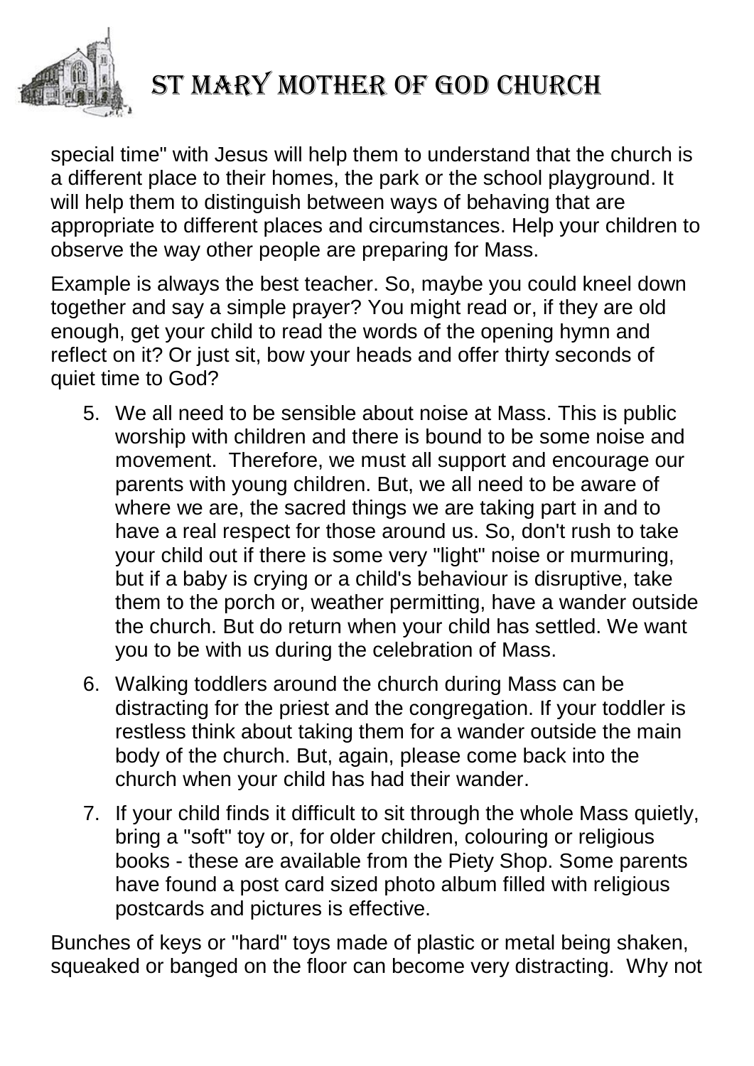special time" with Jesus will help them to understand that the church is a different place to their homes, the park or the school playground. It will help them to distinguish between ways of behaving that are appropriate to different places and circumstances. Help your children to observe the way other people are preparing for Mass.

Example is always the best teacher. So, maybe you could kneel down together and say a simple prayer? You might read or, if they are old enough, get your child to read the words of the opening hymn and reflect on it? Or just sit, bow your heads and offer thirty seconds of quiet time to God?

5. We all need to be sensible about noise at Mass. This is public worship with children and there is bound to be some noise and movement. Therefore, we must all support and encourage our parents with young children. But, we all need to be aware of where we are, the sacred things we are taking part in and to have a real respect for those around us. So, don't rush to take your child out if there is some very "light" noise or murmuring, but if a baby is crying or a child's behaviour is disruptive, take them to the porch or, weather permitting, have a wander outside the church. But do return when your child has settled. We want you to be with us during the celebration of Mass.
6. Walking toddlers around the church during Mass can be distracting for the priest and the congregation. If your toddler is restless think about taking them for a wander outside the main body of the church. But, again, please come back into the church when your child has had their wander.
7. If your child finds it difficult to sit through the whole Mass quietly, bring a "soft" toy or, for older children, colouring or religious books - these are available from the Piety Shop. Some parents have found a post card sized photo album filled with religious postcards and pictures is effective.

Bunches of keys or "hard" toys made of plastic or metal being shaken, squeaked or banged on the floor can become very distracting. Why not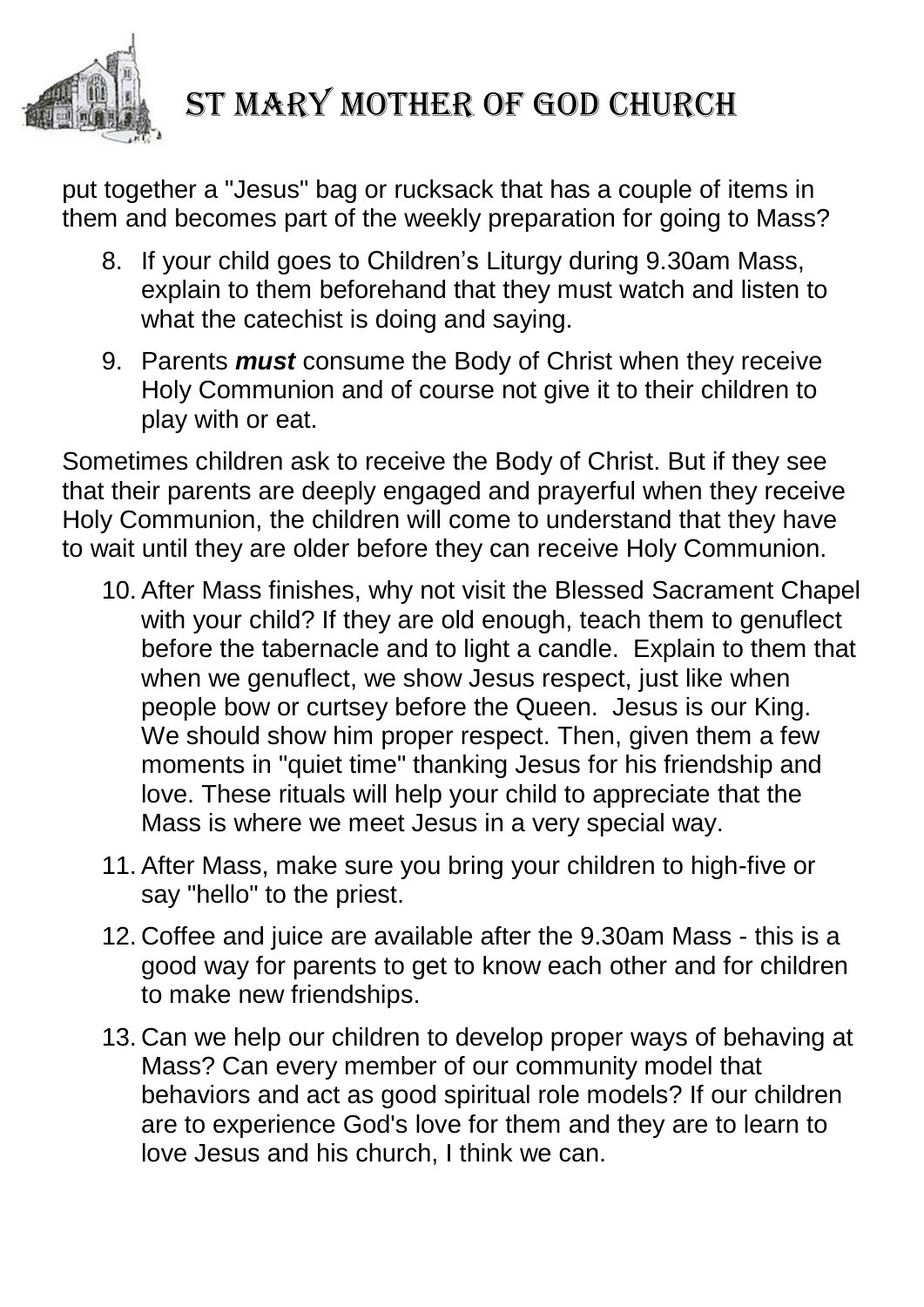put together a "Jesus" bag or rucksack that has a couple of items in them and becomes part of the weekly preparation for going to Mass?

8. If your child goes to Children's Liturgy during 9.30am Mass, explain to them beforehand that they must watch and listen to what the catechist is doing and saying.
9. Parents ***must*** consume the Body of Christ when they receive Holy Communion and of course not give it to their children to play with or eat.

Sometimes children ask to receive the Body of Christ. But if they see that their parents are deeply engaged and prayerful when they receive Holy Communion, the children will come to understand that they have to wait until they are older before they can receive Holy Communion.

10. After Mass finishes, why not visit the Blessed Sacrament Chapel with your child? If they are old enough, teach them to genuflect before the tabernacle and to light a candle. Explain to them that when we genuflect, we show Jesus respect, just like when people bow or curtsey before the Queen. Jesus is our King. We should show him proper respect. Then, given them a few moments in "quiet time" thanking Jesus for his friendship and love. These rituals will help your child to appreciate that the Mass is where we meet Jesus in a very special way.
11. After Mass, make sure you bring your children to high-five or say "hello" to the priest.
12. Coffee and juice are available after the 9.30am Mass - this is a good way for parents to get to know each other and for children to make new friendships.
13. Can we help our children to develop proper ways of behaving at Mass? Can every member of our community model that behaviors and act as good spiritual role models? If our children are to experience God's love for them and they are to learn to love Jesus and his church, I think we can.